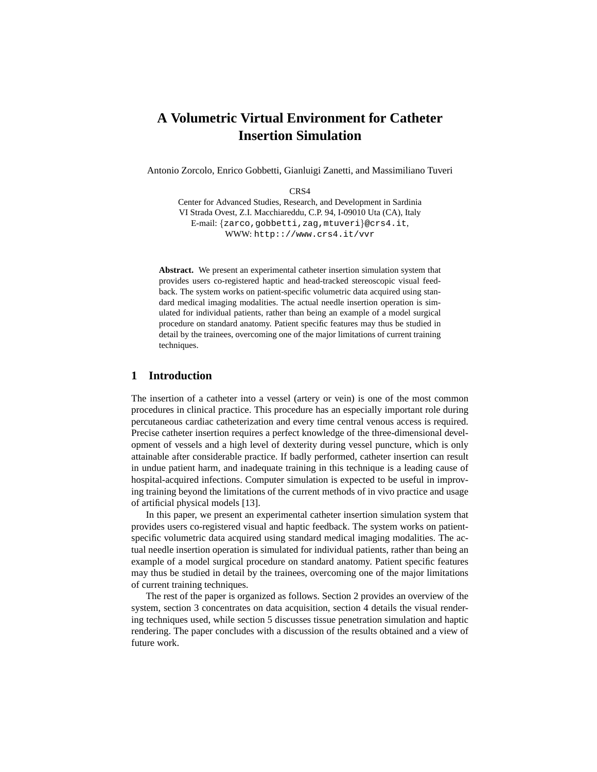# A Volumetric Virtual Environment for Catheter Insertion Simulation

Antonio Zorcolo, Enrico Gobbetti, Gianluigi Zanetti, and Massimiliano Tuveri

CRS4
Center for Advanced Studies, Research, and Development in Sardinia
VI Strada Ovest, Z.I. Macchiareddu, C.P. 94, I-09010 Uta (CA), Italy
E-mail: {zarco,gobbetti,zag,mtuveri}@crs4.it,
WWW: http:://www.crs4.it/vvr

**Abstract.** We present an experimental catheter insertion simulation system that provides users co-registered haptic and head-tracked stereoscopic visual feedback. The system works on patient-specific volumetric data acquired using standard medical imaging modalities. The actual needle insertion operation is simulated for individual patients, rather than being an example of a model surgical procedure on standard anatomy. Patient specific features may thus be studied in detail by the trainees, overcoming one of the major limitations of current training techniques.

## 1 Introduction

The insertion of a catheter into a vessel (artery or vein) is one of the most common procedures in clinical practice. This procedure has an especially important role during percutaneous cardiac catheterization and every time central venous access is required. Precise catheter insertion requires a perfect knowledge of the three-dimensional development of vessels and a high level of dexterity during vessel puncture, which is only attainable after considerable practice. If badly performed, catheter insertion can result in undue patient harm, and inadequate training in this technique is a leading cause of hospital-acquired infections. Computer simulation is expected to be useful in improving training beyond the limitations of the current methods of in vivo practice and usage of artificial physical models [13].

In this paper, we present an experimental catheter insertion simulation system that provides users co-registered visual and haptic feedback. The system works on patient-specific volumetric data acquired using standard medical imaging modalities. The actual needle insertion operation is simulated for individual patients, rather than being an example of a model surgical procedure on standard anatomy. Patient specific features may thus be studied in detail by the trainees, overcoming one of the major limitations of current training techniques.

The rest of the paper is organized as follows. Section 2 provides an overview of the system, section 3 concentrates on data acquisition, section 4 details the visual rendering techniques used, while section 5 discusses tissue penetration simulation and haptic rendering. The paper concludes with a discussion of the results obtained and a view of future work.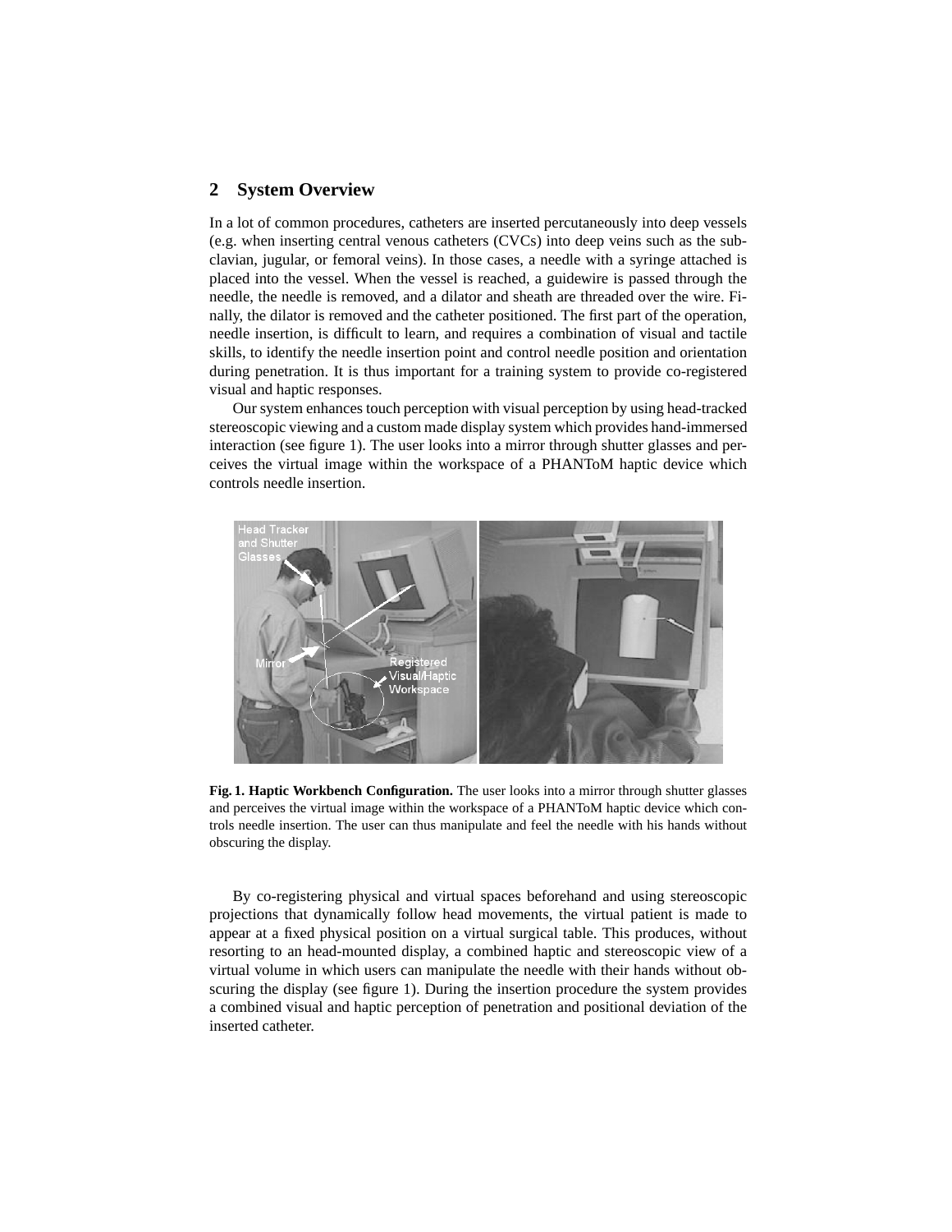## 2 System Overview

In a lot of common procedures, catheters are inserted percutaneously into deep vessels (e.g. when inserting central venous catheters (CVCs) into deep veins such as the subclavian, jugular, or femoral veins). In those cases, a needle with a syringe attached is placed into the vessel. When the vessel is reached, a guidewire is passed through the needle, the needle is removed, and a dilator and sheath are threaded over the wire. Finally, the dilator is removed and the catheter positioned. The first part of the operation, needle insertion, is difficult to learn, and requires a combination of visual and tactile skills, to identify the needle insertion point and control needle position and orientation during penetration. It is thus important for a training system to provide co-registered visual and haptic responses.

Our system enhances touch perception with visual perception by using head-tracked stereoscopic viewing and a custom made display system which provides hand-immersed interaction (see figure 1). The user looks into a mirror through shutter glasses and perceives the virtual image within the workspace of a PHANToM haptic device which controls needle insertion.

**Fig. 1. Haptic Workbench Configuration.** The user looks into a mirror through shutter glasses and perceives the virtual image within the workspace of a PHANToM haptic device which controls needle insertion. The user can thus manipulate and feel the needle with his hands without obscuring the display.

By co-registering physical and virtual spaces beforehand and using stereoscopic projections that dynamically follow head movements, the virtual patient is made to appear at a fixed physical position on a virtual surgical table. This produces, without resorting to an head-mounted display, a combined haptic and stereoscopic view of a virtual volume in which users can manipulate the needle with their hands without obscuring the display (see figure 1). During the insertion procedure the system provides a combined visual and haptic perception of penetration and positional deviation of the inserted catheter.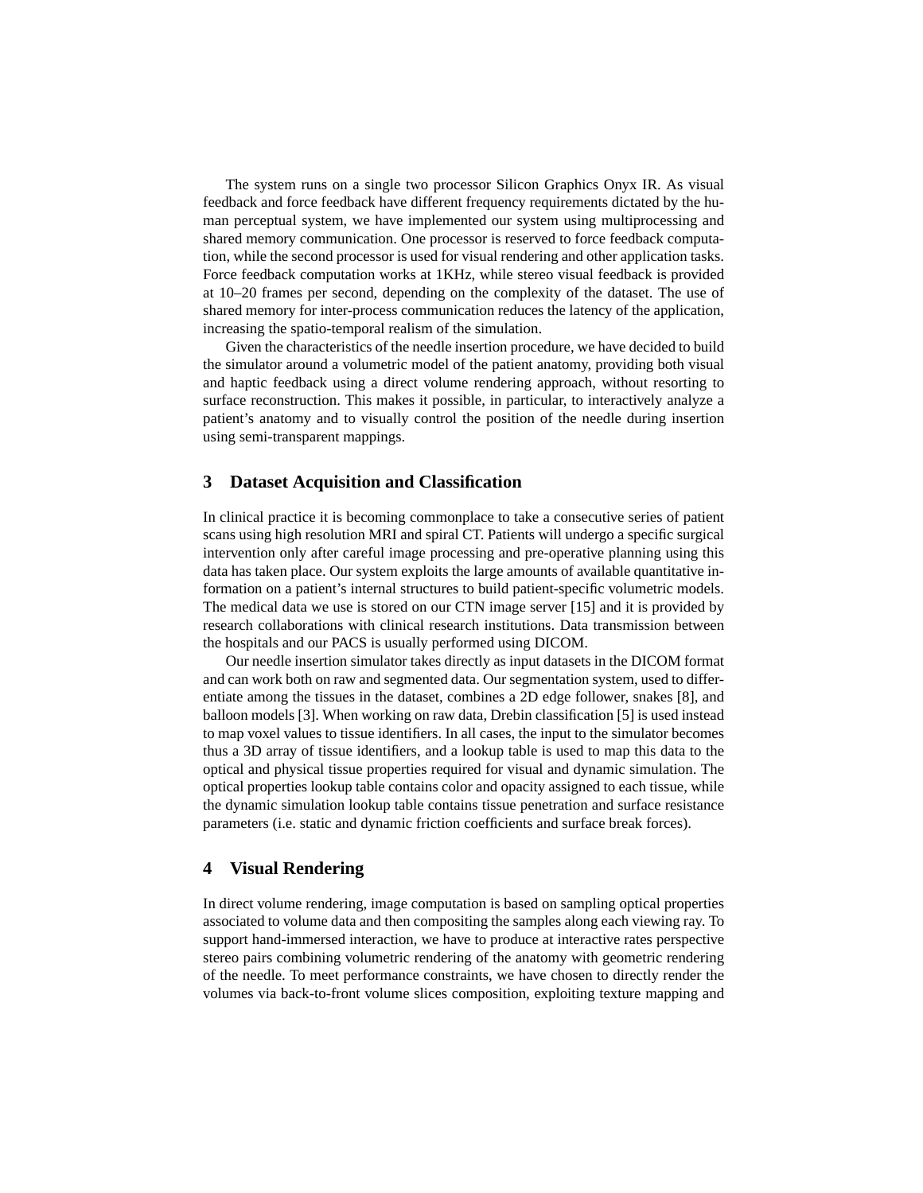The system runs on a single two processor Silicon Graphics Onyx IR. As visual feedback and force feedback have different frequency requirements dictated by the human perceptual system, we have implemented our system using multiprocessing and shared memory communication. One processor is reserved to force feedback computation, while the second processor is used for visual rendering and other application tasks. Force feedback computation works at 1KHz, while stereo visual feedback is provided at 10–20 frames per second, depending on the complexity of the dataset. The use of shared memory for inter-process communication reduces the latency of the application, increasing the spatio-temporal realism of the simulation.

Given the characteristics of the needle insertion procedure, we have decided to build the simulator around a volumetric model of the patient anatomy, providing both visual and haptic feedback using a direct volume rendering approach, without resorting to surface reconstruction. This makes it possible, in particular, to interactively analyze a patient's anatomy and to visually control the position of the needle during insertion using semi-transparent mappings.

## 3 Dataset Acquisition and Classification

In clinical practice it is becoming commonplace to take a consecutive series of patient scans using high resolution MRI and spiral CT. Patients will undergo a specific surgical intervention only after careful image processing and pre-operative planning using this data has taken place. Our system exploits the large amounts of available quantitative information on a patient's internal structures to build patient-specific volumetric models. The medical data we use is stored on our CTN image server [15] and it is provided by research collaborations with clinical research institutions. Data transmission between the hospitals and our PACS is usually performed using DICOM.

Our needle insertion simulator takes directly as input datasets in the DICOM format and can work both on raw and segmented data. Our segmentation system, used to differentiate among the tissues in the dataset, combines a 2D edge follower, snakes [8], and balloon models [3]. When working on raw data, Drebin classification [5] is used instead to map voxel values to tissue identifiers. In all cases, the input to the simulator becomes thus a 3D array of tissue identifiers, and a lookup table is used to map this data to the optical and physical tissue properties required for visual and dynamic simulation. The optical properties lookup table contains color and opacity assigned to each tissue, while the dynamic simulation lookup table contains tissue penetration and surface resistance parameters (i.e. static and dynamic friction coefficients and surface break forces).

## 4 Visual Rendering

In direct volume rendering, image computation is based on sampling optical properties associated to volume data and then compositing the samples along each viewing ray. To support hand-immersed interaction, we have to produce at interactive rates perspective stereo pairs combining volumetric rendering of the anatomy with geometric rendering of the needle. To meet performance constraints, we have chosen to directly render the volumes via back-to-front volume slices composition, exploiting texture mapping and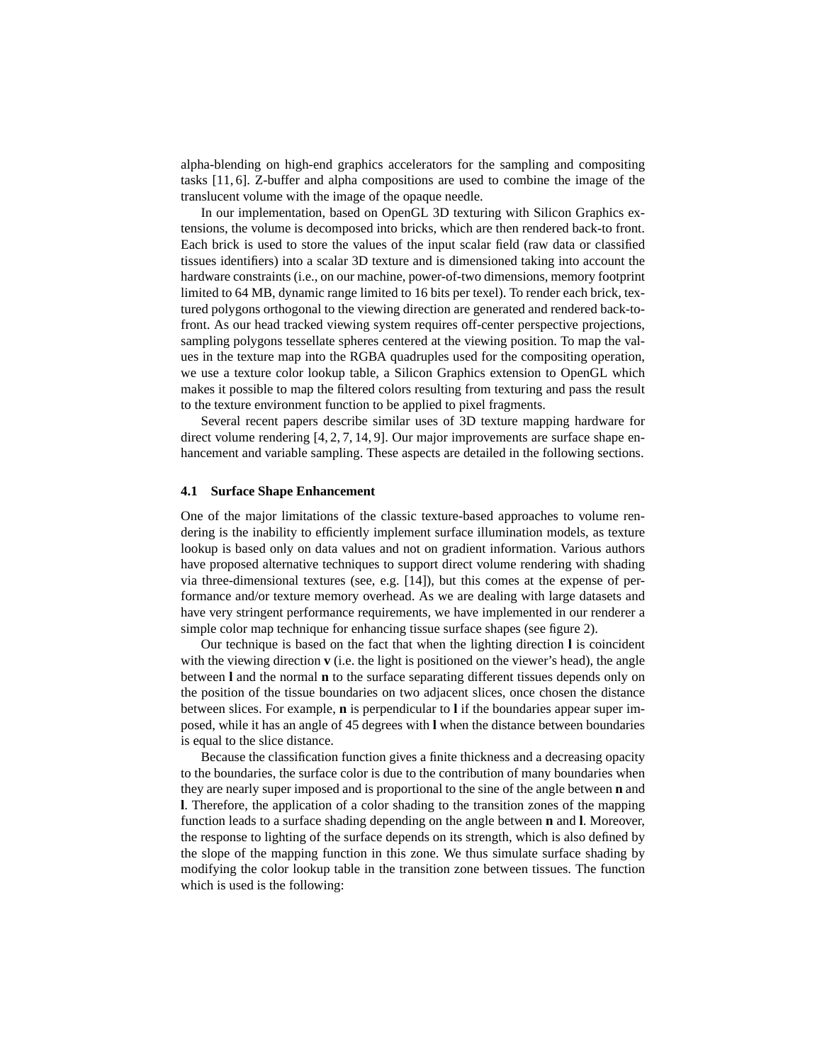alpha-blending on high-end graphics accelerators for the sampling and compositing tasks [11, 6]. Z-buffer and alpha compositions are used to combine the image of the translucent volume with the image of the opaque needle.

In our implementation, based on OpenGL 3D texturing with Silicon Graphics extensions, the volume is decomposed into bricks, which are then rendered back-to front. Each brick is used to store the values of the input scalar field (raw data or classified tissues identifiers) into a scalar 3D texture and is dimensioned taking into account the hardware constraints (i.e., on our machine, power-of-two dimensions, memory footprint limited to 64 MB, dynamic range limited to 16 bits per texel). To render each brick, textured polygons orthogonal to the viewing direction are generated and rendered back-to-front. As our head tracked viewing system requires off-center perspective projections, sampling polygons tessellate spheres centered at the viewing position. To map the values in the texture map into the RGBA quadruples used for the compositing operation, we use a texture color lookup table, a Silicon Graphics extension to OpenGL which makes it possible to map the filtered colors resulting from texturing and pass the result to the texture environment function to be applied to pixel fragments.

Several recent papers describe similar uses of 3D texture mapping hardware for direct volume rendering [4, 2, 7, 14, 9]. Our major improvements are surface shape enhancement and variable sampling. These aspects are detailed in the following sections.

### 4.1 Surface Shape Enhancement

One of the major limitations of the classic texture-based approaches to volume rendering is the inability to efficiently implement surface illumination models, as texture lookup is based only on data values and not on gradient information. Various authors have proposed alternative techniques to support direct volume rendering with shading via three-dimensional textures (see, e.g. [14]), but this comes at the expense of performance and/or texture memory overhead. As we are dealing with large datasets and have very stringent performance requirements, we have implemented in our renderer a simple color map technique for enhancing tissue surface shapes (see figure 2).

Our technique is based on the fact that when the lighting direction $\mathbf{l}$ is coincident with the viewing direction $\mathbf{v}$ (i.e. the light is positioned on the viewer's head), the angle between $\mathbf{l}$ and the normal $\mathbf{n}$ to the surface separating different tissues depends only on the position of the tissue boundaries on two adjacent slices, once chosen the distance between slices. For example, $\mathbf{n}$ is perpendicular to $\mathbf{l}$ if the boundaries appear super imposed, while it has an angle of 45 degrees with $\mathbf{l}$ when the distance between boundaries is equal to the slice distance.

Because the classification function gives a finite thickness and a decreasing opacity to the boundaries, the surface color is due to the contribution of many boundaries when they are nearly super imposed and is proportional to the sine of the angle between $\mathbf{n}$ and $\mathbf{l}$. Therefore, the application of a color shading to the transition zones of the mapping function leads to a surface shading depending on the angle between $\mathbf{n}$ and $\mathbf{l}$. Moreover, the response to lighting of the surface depends on its strength, which is also defined by the slope of the mapping function in this zone. We thus simulate surface shading by modifying the color lookup table in the transition zone between tissues. The function which is used is the following: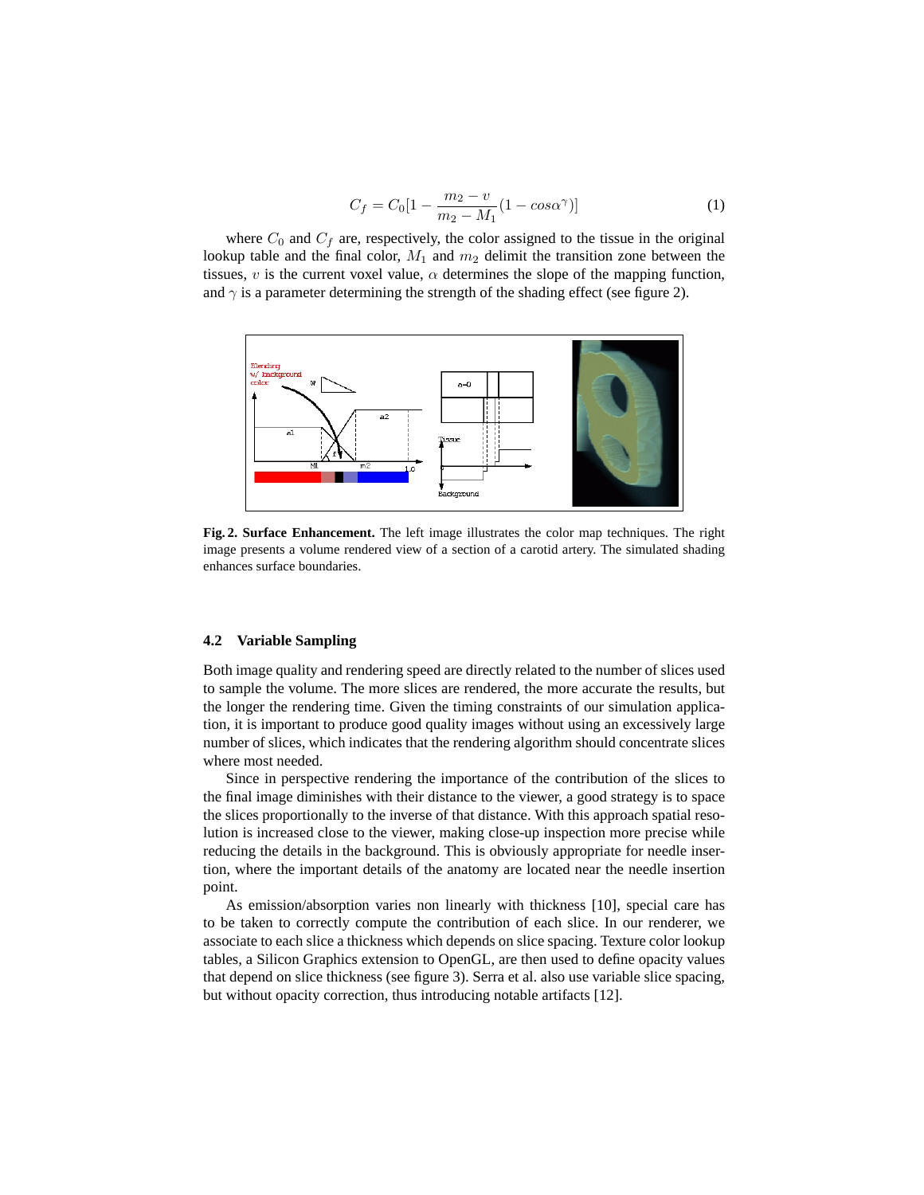$$C_f = C_0[1 - \frac{m_2 - v}{m_2 - M_1}(1 - cos\alpha^{\gamma})] \tag{1}$$

where $C_0$ and $C_f$ are, respectively, the color assigned to the tissue in the original lookup table and the final color, $M_1$ and $m_2$ delimit the transition zone between the tissues, $v$ is the current voxel value, $\alpha$ determines the slope of the mapping function, and $\gamma$ is a parameter determining the strength of the shading effect (see figure 2).

**Fig. 2. Surface Enhancement.** The left image illustrates the color map techniques. The right image presents a volume rendered view of a section of a carotid artery. The simulated shading enhances surface boundaries.

### 4.2 Variable Sampling

Both image quality and rendering speed are directly related to the number of slices used to sample the volume. The more slices are rendered, the more accurate the results, but the longer the rendering time. Given the timing constraints of our simulation application, it is important to produce good quality images without using an excessively large number of slices, which indicates that the rendering algorithm should concentrate slices where most needed.

Since in perspective rendering the importance of the contribution of the slices to the final image diminishes with their distance to the viewer, a good strategy is to space the slices proportionally to the inverse of that distance. With this approach spatial resolution is increased close to the viewer, making close-up inspection more precise while reducing the details in the background. This is obviously appropriate for needle insertion, where the important details of the anatomy are located near the needle insertion point.

As emission/absorption varies non linearly with thickness [10], special care has to be taken to correctly compute the contribution of each slice. In our renderer, we associate to each slice a thickness which depends on slice spacing. Texture color lookup tables, a Silicon Graphics extension to OpenGL, are then used to define opacity values that depend on slice thickness (see figure 3). Serra et al. also use variable slice spacing, but without opacity correction, thus introducing notable artifacts [12].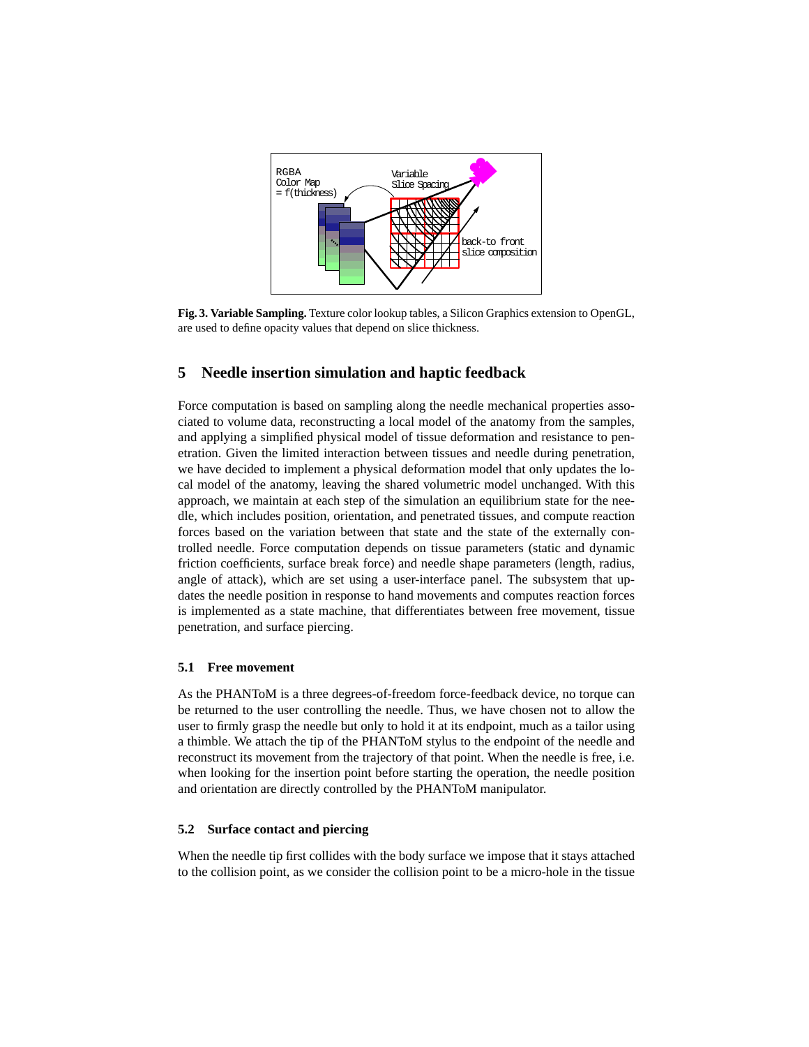RGBA
Color Map
= f(thickness)

Variable
Slice Spacing

back-to front
slice composition

**Fig. 3. Variable Sampling.** Texture color lookup tables, a Silicon Graphics extension to OpenGL, are used to define opacity values that depend on slice thickness.

## 5 Needle insertion simulation and haptic feedback

Force computation is based on sampling along the needle mechanical properties associated to volume data, reconstructing a local model of the anatomy from the samples, and applying a simplified physical model of tissue deformation and resistance to penetration. Given the limited interaction between tissues and needle during penetration, we have decided to implement a physical deformation model that only updates the local model of the anatomy, leaving the shared volumetric model unchanged. With this approach, we maintain at each step of the simulation an equilibrium state for the needle, which includes position, orientation, and penetrated tissues, and compute reaction forces based on the variation between that state and the state of the externally controlled needle. Force computation depends on tissue parameters (static and dynamic friction coefficients, surface break force) and needle shape parameters (length, radius, angle of attack), which are set using a user-interface panel. The subsystem that updates the needle position in response to hand movements and computes reaction forces is implemented as a state machine, that differentiates between free movement, tissue penetration, and surface piercing.

### 5.1 Free movement

As the PHANToM is a three degrees-of-freedom force-feedback device, no torque can be returned to the user controlling the needle. Thus, we have chosen not to allow the user to firmly grasp the needle but only to hold it at its endpoint, much as a tailor using a thimble. We attach the tip of the PHANToM stylus to the endpoint of the needle and reconstruct its movement from the trajectory of that point. When the needle is free, i.e. when looking for the insertion point before starting the operation, the needle position and orientation are directly controlled by the PHANToM manipulator.

### 5.2 Surface contact and piercing

When the needle tip first collides with the body surface we impose that it stays attached to the collision point, as we consider the collision point to be a micro-hole in the tissue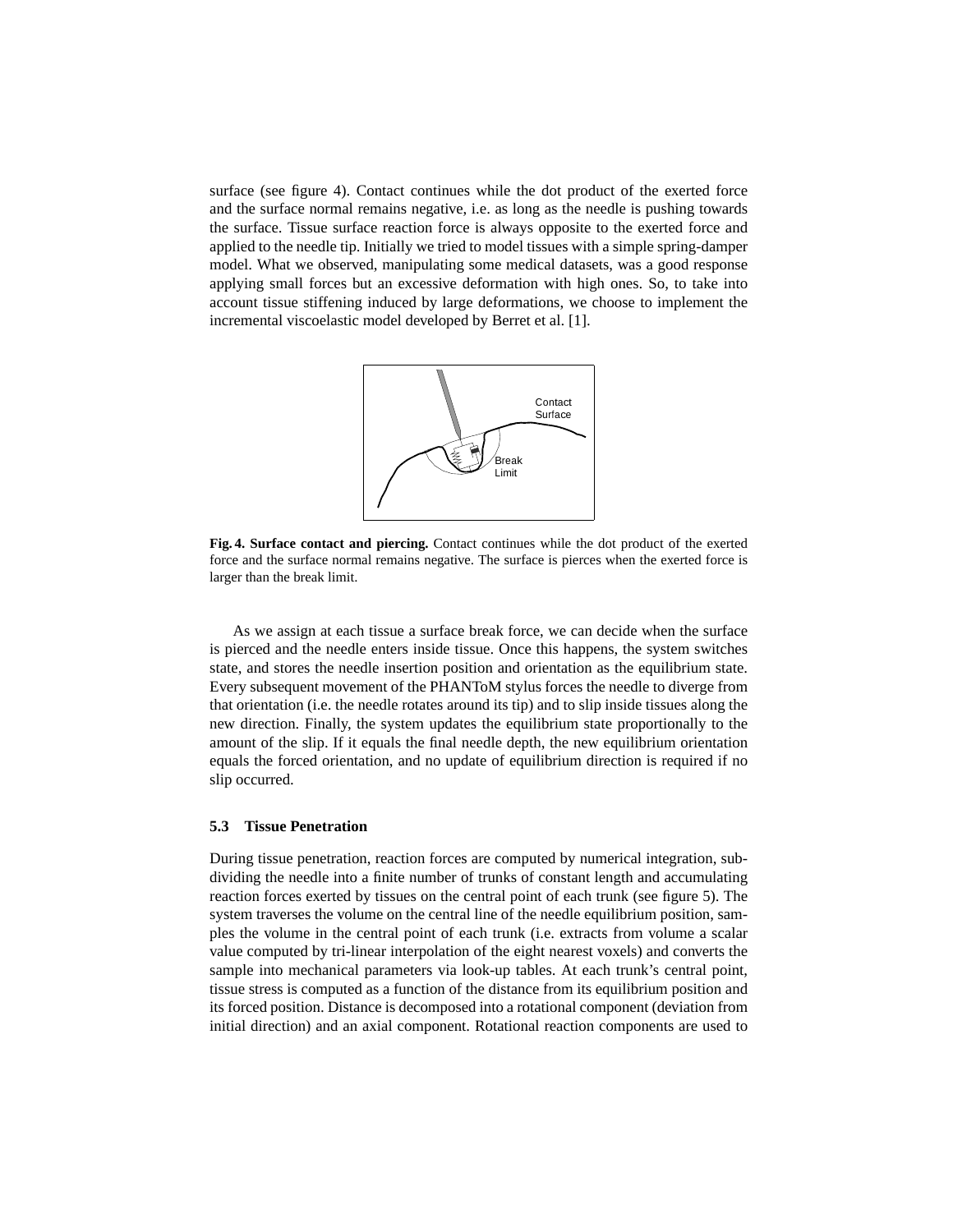surface (see figure 4). Contact continues while the dot product of the exerted force and the surface normal remains negative, i.e. as long as the needle is pushing towards the surface. Tissue surface reaction force is always opposite to the exerted force and applied to the needle tip. Initially we tried to model tissues with a simple spring-damper model. What we observed, manipulating some medical datasets, was a good response applying small forces but an excessive deformation with high ones. So, to take into account tissue stiffening induced by large deformations, we choose to implement the incremental viscoelastic model developed by Berret et al. [1].

**Fig. 4. Surface contact and piercing.** Contact continues while the dot product of the exerted force and the surface normal remains negative. The surface is pierces when the exerted force is larger than the break limit.

As we assign at each tissue a surface break force, we can decide when the surface is pierced and the needle enters inside tissue. Once this happens, the system switches state, and stores the needle insertion position and orientation as the equilibrium state. Every subsequent movement of the PHANToM stylus forces the needle to diverge from that orientation (i.e. the needle rotates around its tip) and to slip inside tissues along the new direction. Finally, the system updates the equilibrium state proportionally to the amount of the slip. If it equals the final needle depth, the new equilibrium orientation equals the forced orientation, and no update of equilibrium direction is required if no slip occurred.

### 5.3 Tissue Penetration

During tissue penetration, reaction forces are computed by numerical integration, subdividing the needle into a finite number of trunks of constant length and accumulating reaction forces exerted by tissues on the central point of each trunk (see figure 5). The system traverses the volume on the central line of the needle equilibrium position, samples the volume in the central point of each trunk (i.e. extracts from volume a scalar value computed by tri-linear interpolation of the eight nearest voxels) and converts the sample into mechanical parameters via look-up tables. At each trunk's central point, tissue stress is computed as a function of the distance from its equilibrium position and its forced position. Distance is decomposed into a rotational component (deviation from initial direction) and an axial component. Rotational reaction components are used to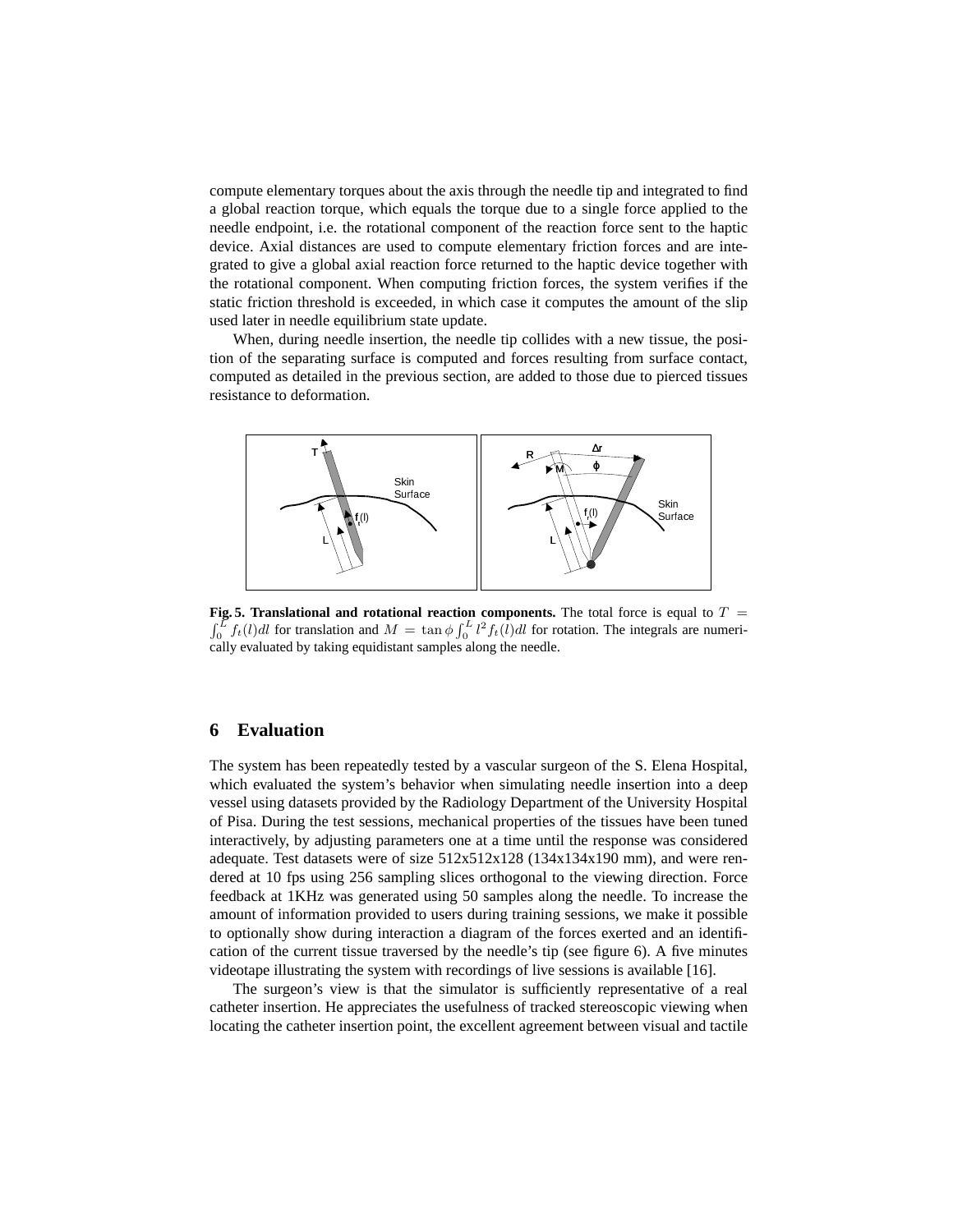compute elementary torques about the axis through the needle tip and integrated to find a global reaction torque, which equals the torque due to a single force applied to the needle endpoint, i.e. the rotational component of the reaction force sent to the haptic device. Axial distances are used to compute elementary friction forces and are integrated to give a global axial reaction force returned to the haptic device together with the rotational component. When computing friction forces, the system verifies if the static friction threshold is exceeded, in which case it computes the amount of the slip used later in needle equilibrium state update.

When, during needle insertion, the needle tip collides with a new tissue, the position of the separating surface is computed and forces resulting from surface contact, computed as detailed in the previous section, are added to those due to pierced tissues resistance to deformation.

**Fig. 5. Translational and rotational reaction components.** The total force is equal to $T = \int_0^L f_t(l)dl$ for translation and $M = \tan\phi \int_0^L l^2 f_t(l)dl$ for rotation. The integrals are numerically evaluated by taking equidistant samples along the needle.

## 6 Evaluation

The system has been repeatedly tested by a vascular surgeon of the S. Elena Hospital, which evaluated the system's behavior when simulating needle insertion into a deep vessel using datasets provided by the Radiology Department of the University Hospital of Pisa. During the test sessions, mechanical properties of the tissues have been tuned interactively, by adjusting parameters one at a time until the response was considered adequate. Test datasets were of size 512x512x128 (134x134x190 mm), and were rendered at 10 fps using 256 sampling slices orthogonal to the viewing direction. Force feedback at 1KHz was generated using 50 samples along the needle. To increase the amount of information provided to users during training sessions, we make it possible to optionally show during interaction a diagram of the forces exerted and an identification of the current tissue traversed by the needle's tip (see figure 6). A five minutes videotape illustrating the system with recordings of live sessions is available [16].

The surgeon's view is that the simulator is sufficiently representative of a real catheter insertion. He appreciates the usefulness of tracked stereoscopic viewing when locating the catheter insertion point, the excellent agreement between visual and tactile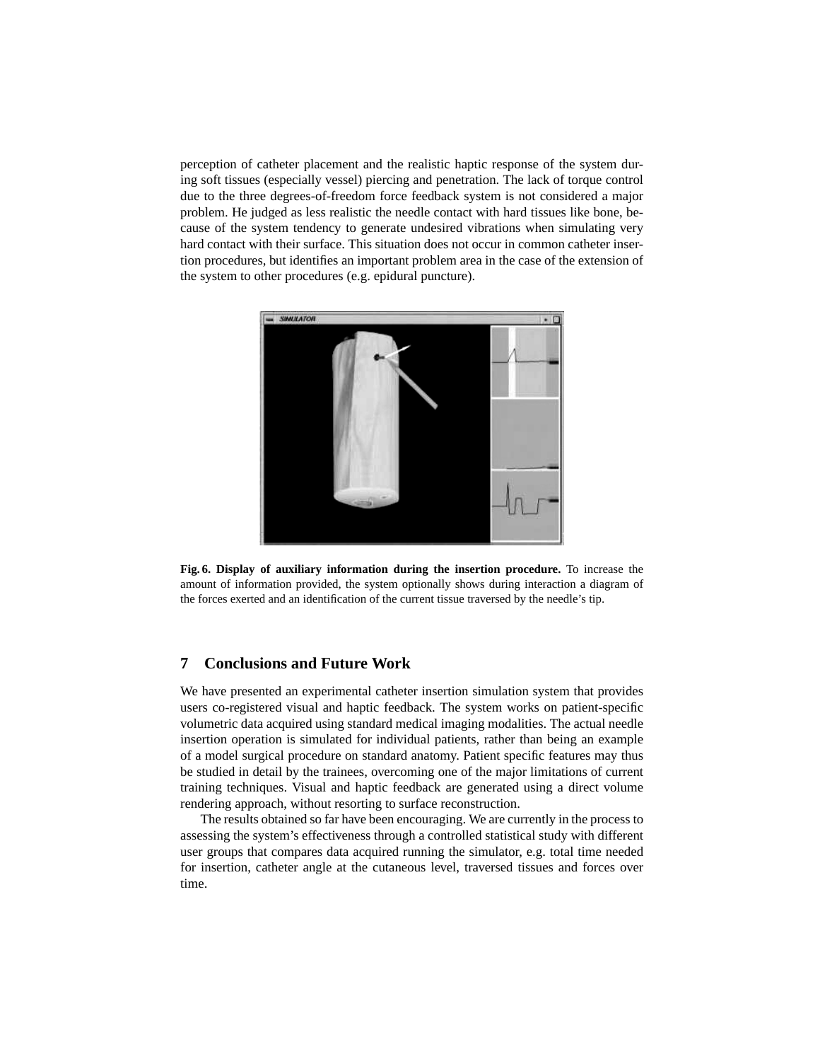perception of catheter placement and the realistic haptic response of the system during soft tissues (especially vessel) piercing and penetration. The lack of torque control due to the three degrees-of-freedom force feedback system is not considered a major problem. He judged as less realistic the needle contact with hard tissues like bone, because of the system tendency to generate undesired vibrations when simulating very hard contact with their surface. This situation does not occur in common catheter insertion procedures, but identifies an important problem area in the case of the extension of the system to other procedures (e.g. epidural puncture).

**Fig. 6. Display of auxiliary information during the insertion procedure.** To increase the amount of information provided, the system optionally shows during interaction a diagram of the forces exerted and an identification of the current tissue traversed by the needle's tip.

## 7 Conclusions and Future Work

We have presented an experimental catheter insertion simulation system that provides users co-registered visual and haptic feedback. The system works on patient-specific volumetric data acquired using standard medical imaging modalities. The actual needle insertion operation is simulated for individual patients, rather than being an example of a model surgical procedure on standard anatomy. Patient specific features may thus be studied in detail by the trainees, overcoming one of the major limitations of current training techniques. Visual and haptic feedback are generated using a direct volume rendering approach, without resorting to surface reconstruction.

The results obtained so far have been encouraging. We are currently in the process to assessing the system's effectiveness through a controlled statistical study with different user groups that compares data acquired running the simulator, e.g. total time needed for insertion, catheter angle at the cutaneous level, traversed tissues and forces over time.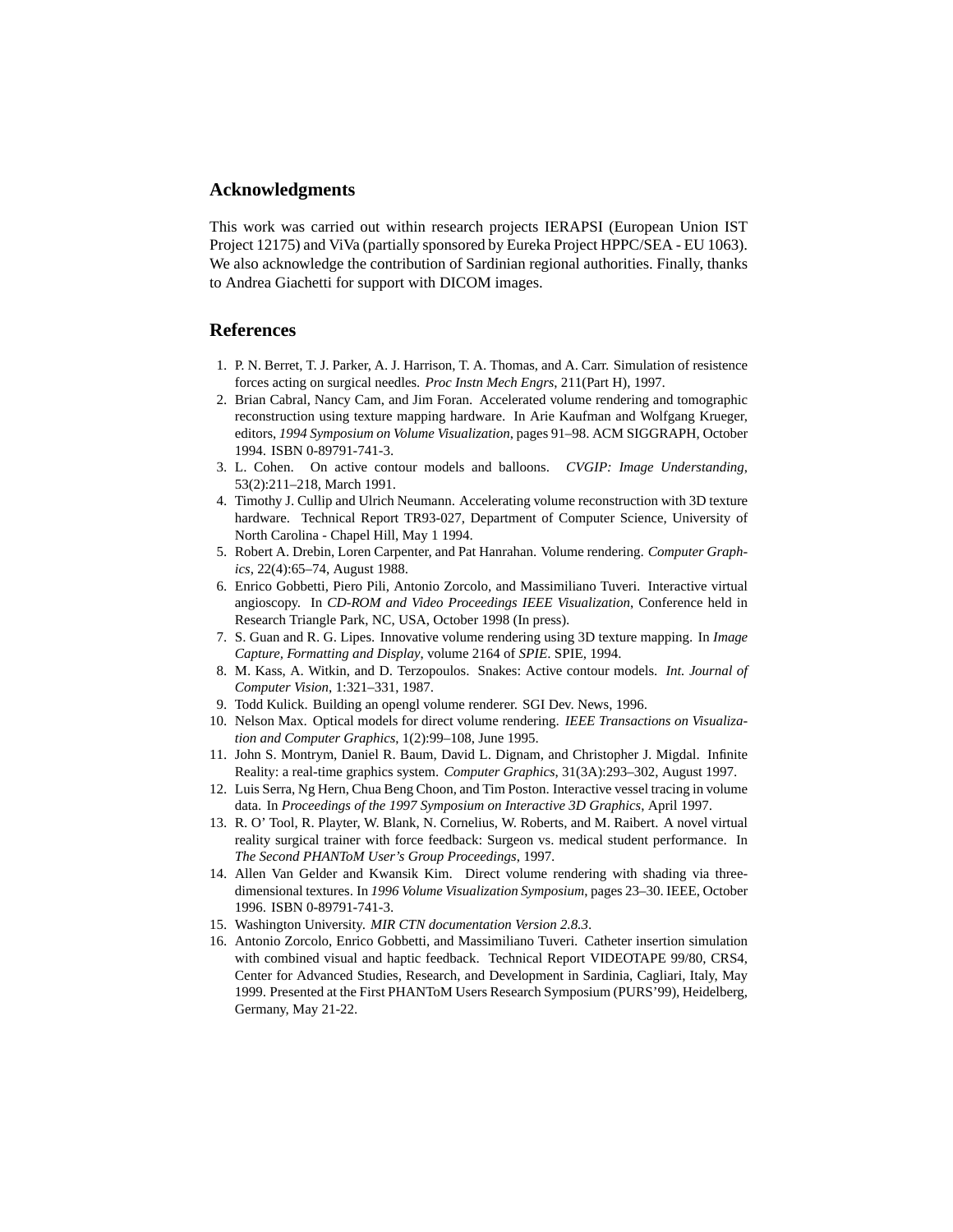## Acknowledgments

This work was carried out within research projects IERAPSI (European Union IST Project 12175) and ViVa (partially sponsored by Eureka Project HPPC/SEA - EU 1063). We also acknowledge the contribution of Sardinian regional authorities. Finally, thanks to Andrea Giachetti for support with DICOM images.

## References

1. P. N. Berret, T. J. Parker, A. J. Harrison, T. A. Thomas, and A. Carr. Simulation of resistence forces acting on surgical needles. *Proc Instn Mech Engrs*, 211(Part H), 1997.
2. Brian Cabral, Nancy Cam, and Jim Foran. Accelerated volume rendering and tomographic reconstruction using texture mapping hardware. In Arie Kaufman and Wolfgang Krueger, editors, *1994 Symposium on Volume Visualization*, pages 91–98. ACM SIGGRAPH, October 1994. ISBN 0-89791-741-3.
3. L. Cohen. On active contour models and balloons. *CVGIP: Image Understanding*, 53(2):211–218, March 1991.
4. Timothy J. Cullip and Ulrich Neumann. Accelerating volume reconstruction with 3D texture hardware. Technical Report TR93-027, Department of Computer Science, University of North Carolina - Chapel Hill, May 1 1994.
5. Robert A. Drebin, Loren Carpenter, and Pat Hanrahan. Volume rendering. *Computer Graphics*, 22(4):65–74, August 1988.
6. Enrico Gobbetti, Piero Pili, Antonio Zorcolo, and Massimiliano Tuveri. Interactive virtual angioscopy. In *CD-ROM and Video Proceedings IEEE Visualization*, Conference held in Research Triangle Park, NC, USA, October 1998 (In press).
7. S. Guan and R. G. Lipes. Innovative volume rendering using 3D texture mapping. In *Image Capture, Formatting and Display*, volume 2164 of *SPIE*. SPIE, 1994.
8. M. Kass, A. Witkin, and D. Terzopoulos. Snakes: Active contour models. *Int. Journal of Computer Vision*, 1:321–331, 1987.
9. Todd Kulick. Building an opengl volume renderer. SGI Dev. News, 1996.
10. Nelson Max. Optical models for direct volume rendering. *IEEE Transactions on Visualization and Computer Graphics*, 1(2):99–108, June 1995.
11. John S. Montrym, Daniel R. Baum, David L. Dignam, and Christopher J. Migdal. Infinite Reality: a real-time graphics system. *Computer Graphics*, 31(3A):293–302, August 1997.
12. Luis Serra, Ng Hern, Chua Beng Choon, and Tim Poston. Interactive vessel tracing in volume data. In *Proceedings of the 1997 Symposium on Interactive 3D Graphics*, April 1997.
13. R. O' Tool, R. Playter, W. Blank, N. Cornelius, W. Roberts, and M. Raibert. A novel virtual reality surgical trainer with force feedback: Surgeon vs. medical student performance. In *The Second PHANToM User's Group Proceedings*, 1997.
14. Allen Van Gelder and Kwansik Kim. Direct volume rendering with shading via three-dimensional textures. In *1996 Volume Visualization Symposium*, pages 23–30. IEEE, October 1996. ISBN 0-89791-741-3.
15. Washington University. *MIR CTN documentation Version 2.8.3*.
16. Antonio Zorcolo, Enrico Gobbetti, and Massimiliano Tuveri. Catheter insertion simulation with combined visual and haptic feedback. Technical Report VIDEOTAPE 99/80, CRS4, Center for Advanced Studies, Research, and Development in Sardinia, Cagliari, Italy, May 1999. Presented at the First PHANToM Users Research Symposium (PURS'99), Heidelberg, Germany, May 21-22.